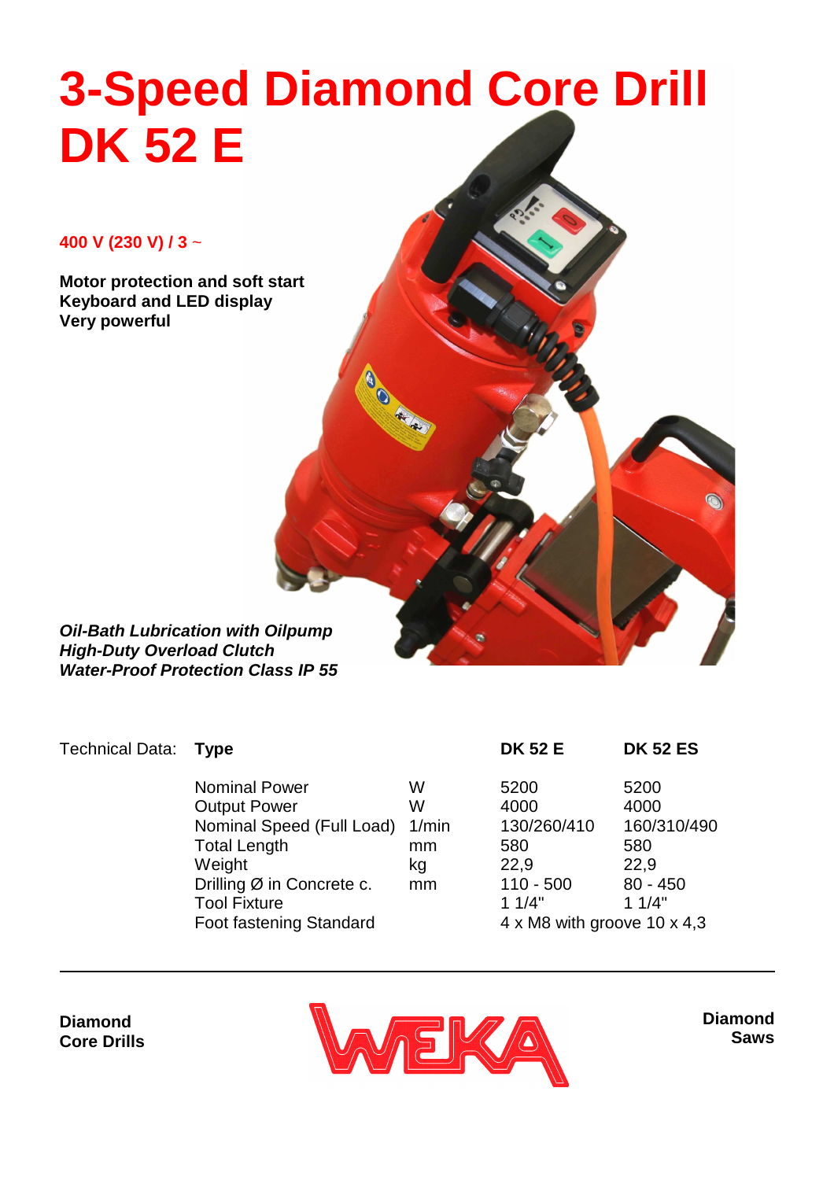# 3-Speed Diamond Core Drill DK 52 E

**400 V (230 V) / 3 ~**

**Motor protection and soft start**
**Keyboard and LED display**
**Very powerful**

***Oil-Bath Lubrication with Oilpump***
***High-Duty Overload Clutch***
***Water-Proof Protection Class IP 55***

Technical Data:

| Type | | DK 52 E | DK 52 ES |
|---|---|---|---|
| Nominal Power | W | 5200 | 5200 |
| Output Power | W | 4000 | 4000 |
| Nominal Speed (Full Load) | 1/min | 130/260/410 | 160/310/490 |
| Total Length | mm | 580 | 580 |
| Weight | kg | 22,9 | 22,9 |
| Drilling Ø in Concrete c. | mm | 110 - 500 | 80 - 450 |
| Tool Fixture | | 1 1/4" | 1 1/4" |
| Foot fastening Standard | | 4 x M8 with groove 10 x 4,3 | |

**Diamond Core Drills**

WEKA

**Diamond Saws**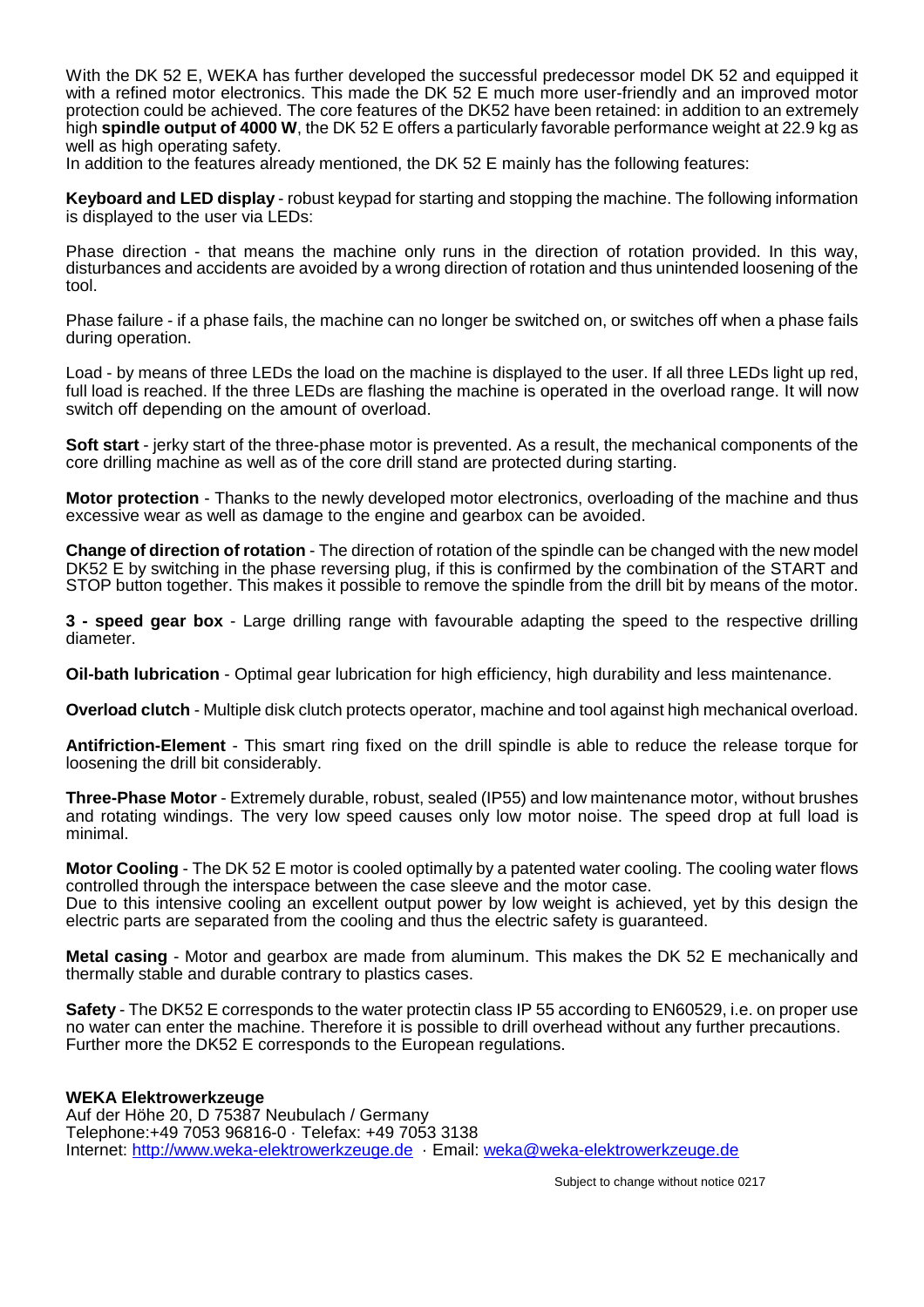With the DK 52 E, WEKA has further developed the successful predecessor model DK 52 and equipped it with a refined motor electronics. This made the DK 52 E much more user-friendly and an improved motor protection could be achieved. The core features of the DK52 have been retained: in addition to an extremely high **spindle output of 4000 W**, the DK 52 E offers a particularly favorable performance weight at 22.9 kg as well as high operating safety.
In addition to the features already mentioned, the DK 52 E mainly has the following features:

**Keyboard and LED display** - robust keypad for starting and stopping the machine. The following information is displayed to the user via LEDs:

Phase direction - that means the machine only runs in the direction of rotation provided. In this way, disturbances and accidents are avoided by a wrong direction of rotation and thus unintended loosening of the tool.

Phase failure - if a phase fails, the machine can no longer be switched on, or switches off when a phase fails during operation.

Load - by means of three LEDs the load on the machine is displayed to the user. If all three LEDs light up red, full load is reached. If the three LEDs are flashing the machine is operated in the overload range. It will now switch off depending on the amount of overload.

**Soft start** - jerky start of the three-phase motor is prevented. As a result, the mechanical components of the core drilling machine as well as of the core drill stand are protected during starting.

**Motor protection** - Thanks to the newly developed motor electronics, overloading of the machine and thus excessive wear as well as damage to the engine and gearbox can be avoided.

**Change of direction of rotation** - The direction of rotation of the spindle can be changed with the new model DK52 E by switching in the phase reversing plug, if this is confirmed by the combination of the START and STOP button together. This makes it possible to remove the spindle from the drill bit by means of the motor.

**3 - speed gear box** - Large drilling range with favourable adapting the speed to the respective drilling diameter.

**Oil-bath lubrication** - Optimal gear lubrication for high efficiency, high durability and less maintenance.

**Overload clutch** - Multiple disk clutch protects operator, machine and tool against high mechanical overload.

**Antifriction-Element** - This smart ring fixed on the drill spindle is able to reduce the release torque for loosening the drill bit considerably.

**Three-Phase Motor** - Extremely durable, robust, sealed (IP55) and low maintenance motor, without brushes and rotating windings. The very low speed causes only low motor noise. The speed drop at full load is minimal.

**Motor Cooling** - The DK 52 E motor is cooled optimally by a patented water cooling. The cooling water flows controlled through the interspace between the case sleeve and the motor case.
Due to this intensive cooling an excellent output power by low weight is achieved, yet by this design the electric parts are separated from the cooling and thus the electric safety is guaranteed.

**Metal casing** - Motor and gearbox are made from aluminum. This makes the DK 52 E mechanically and thermally stable and durable contrary to plastics cases.

**Safety** - The DK52 E corresponds to the water protectin class IP 55 according to EN60529, i.e. on proper use no water can enter the machine. Therefore it is possible to drill overhead without any further precautions.
Further more the DK52 E corresponds to the European regulations.

**WEKA Elektrowerkzeuge**
Auf der Höhe 20, D 75387 Neubulach / Germany
Telephone:+49 7053 96816-0 · Telefax: +49 7053 3138
Internet: http://www.weka-elektrowerkzeuge.de · Email: weka@weka-elektrowerkzeuge.de

Subject to change without notice 0217